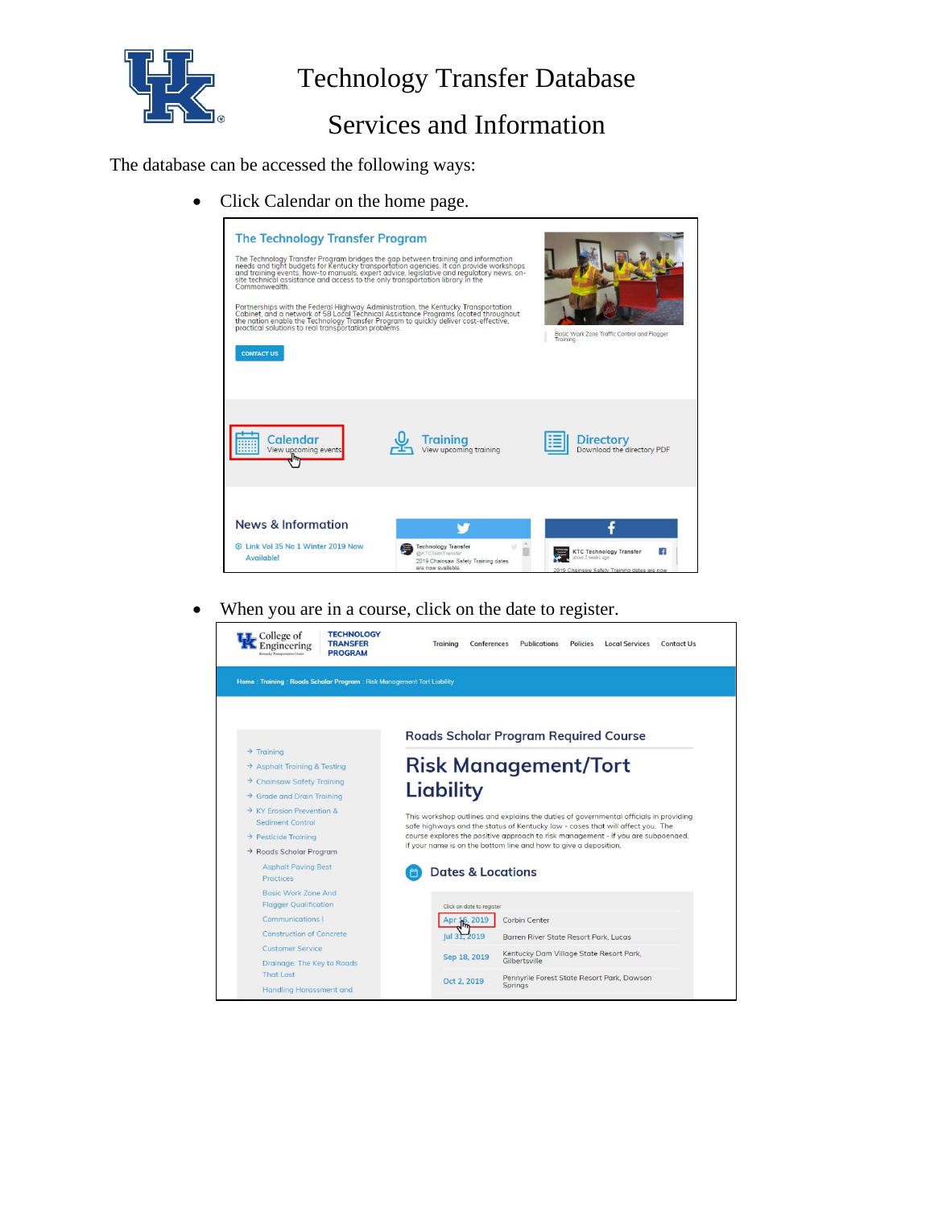# Technology Transfer Database

## Services and Information

The database can be accessed the following ways:

- Click Calendar on the home page.

- When you are in a course, click on the date to register.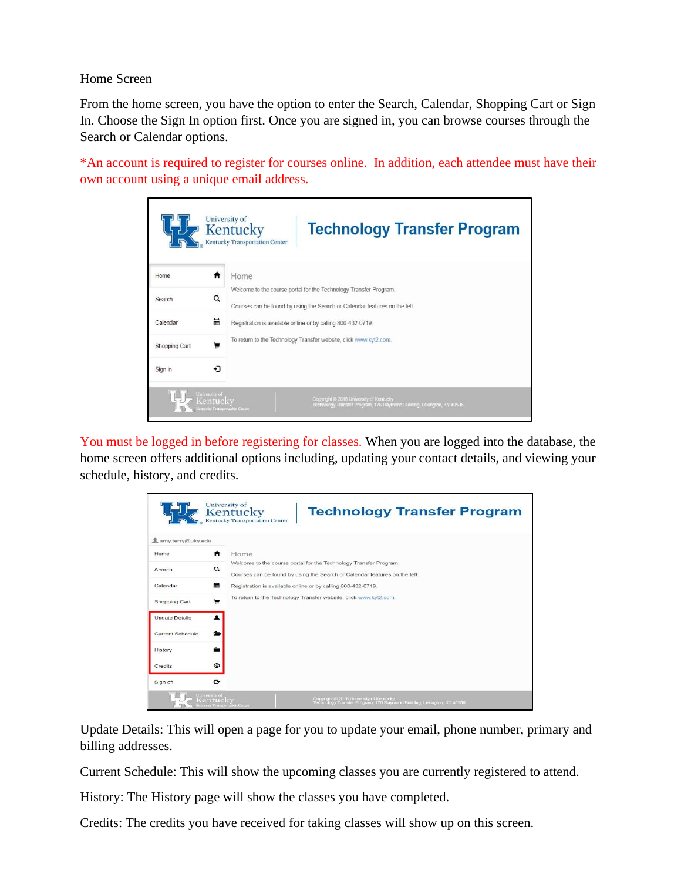## Home Screen

From the home screen, you have the option to enter the Search, Calendar, Shopping Cart or Sign In. Choose the Sign In option first. Once you are signed in, you can browse courses through the Search or Calendar options.

*An account is required to register for courses online. In addition, each attendee must have their own account using a unique email address.

You must be logged in before registering for classes. When you are logged into the database, the home screen offers additional options including, updating your contact details, and viewing your schedule, history, and credits.

Update Details: This will open a page for you to update your email, phone number, primary and billing addresses.

Current Schedule: This will show the upcoming classes you are currently registered to attend.

History: The History page will show the classes you have completed.

Credits: The credits you have received for taking classes will show up on this screen.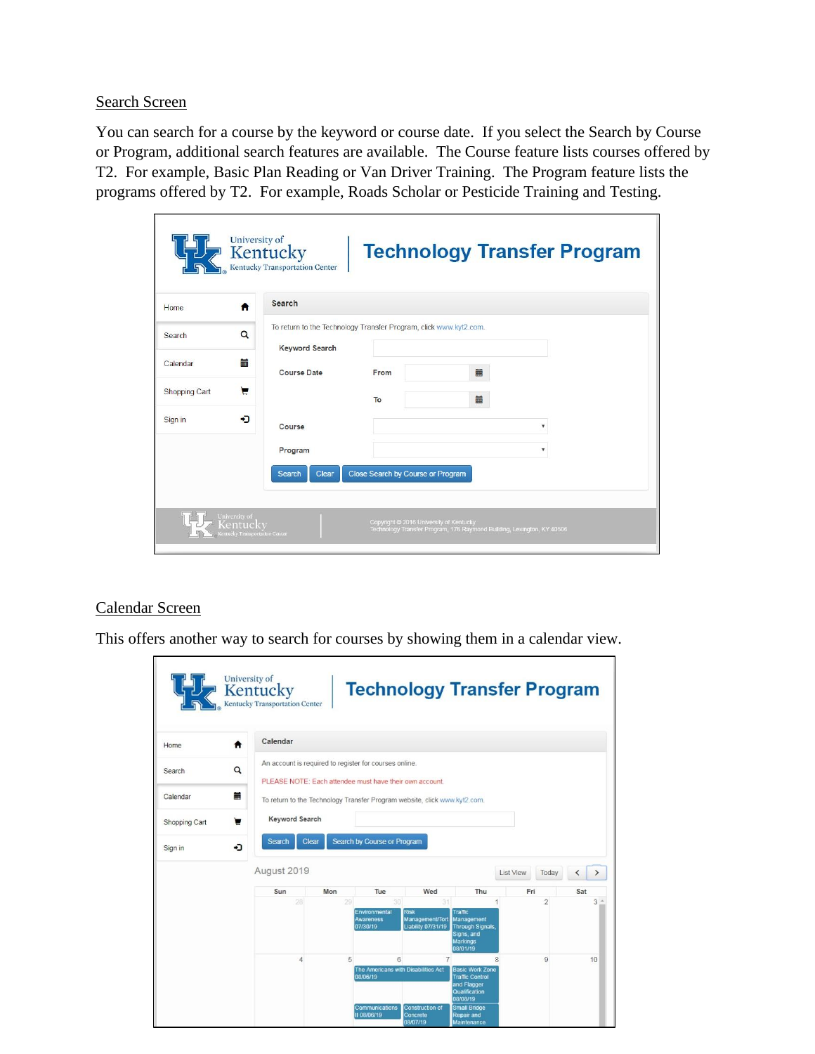Search Screen

You can search for a course by the keyword or course date. If you select the Search by Course or Program, additional search features are available. The Course feature lists courses offered by T2. For example, Basic Plan Reading or Van Driver Training. The Program feature lists the programs offered by T2. For example, Roads Scholar or Pesticide Training and Testing.

Calendar Screen

This offers another way to search for courses by showing them in a calendar view.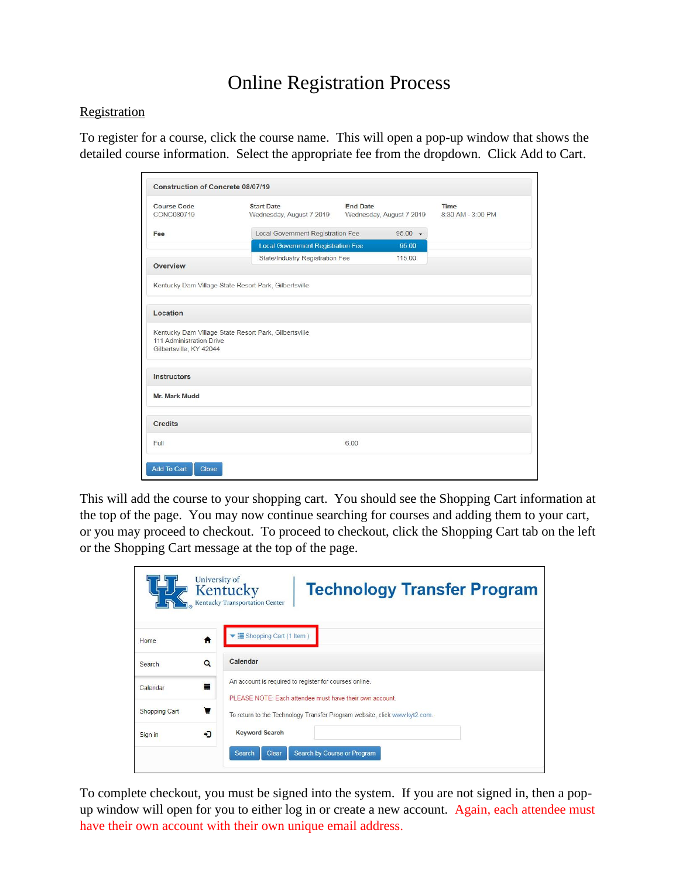# Online Registration Process

## Registration

To register for a course, click the course name. This will open a pop-up window that shows the detailed course information. Select the appropriate fee from the dropdown. Click Add to Cart.

This will add the course to your shopping cart. You should see the Shopping Cart information at the top of the page. You may now continue searching for courses and adding them to your cart, or you may proceed to checkout. To proceed to checkout, click the Shopping Cart tab on the left or the Shopping Cart message at the top of the page.

To complete checkout, you must be signed into the system. If you are not signed in, then a pop-up window will open for you to either log in or create a new account. Again, each attendee must have their own account with their own unique email address.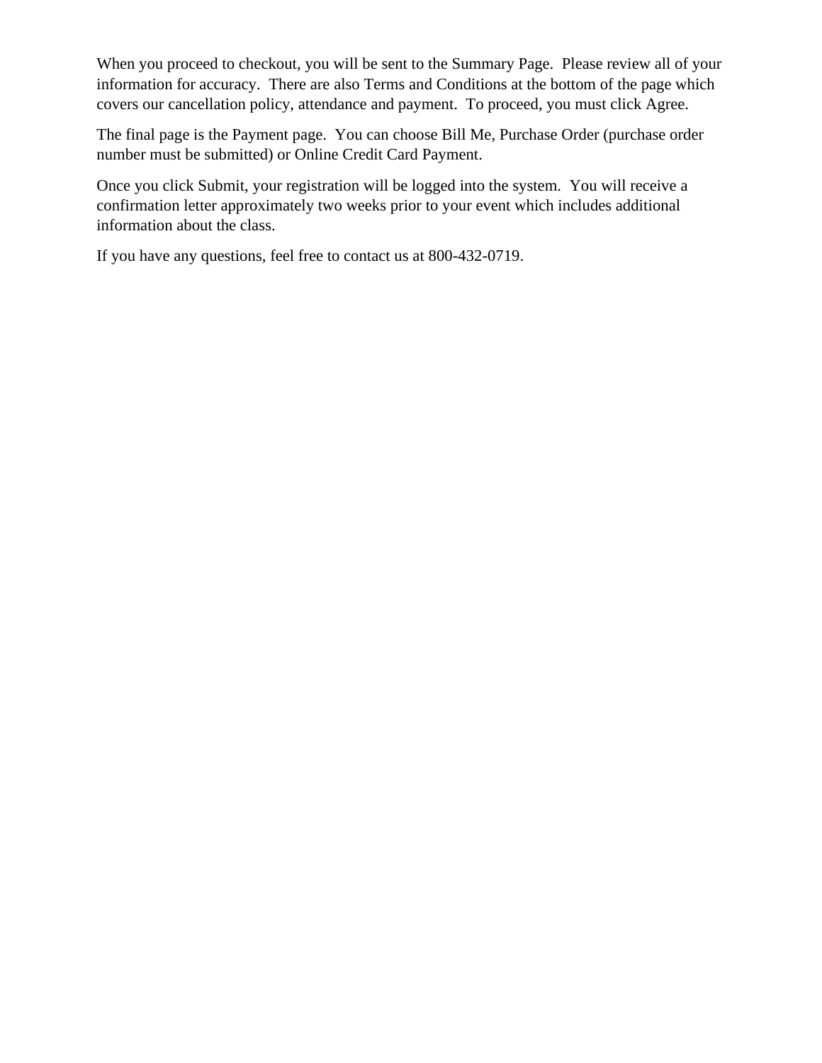When you proceed to checkout, you will be sent to the Summary Page. Please review all of your information for accuracy. There are also Terms and Conditions at the bottom of the page which covers our cancellation policy, attendance and payment. To proceed, you must click Agree.

The final page is the Payment page. You can choose Bill Me, Purchase Order (purchase order number must be submitted) or Online Credit Card Payment.

Once you click Submit, your registration will be logged into the system. You will receive a confirmation letter approximately two weeks prior to your event which includes additional information about the class.

If you have any questions, feel free to contact us at 800-432-0719.